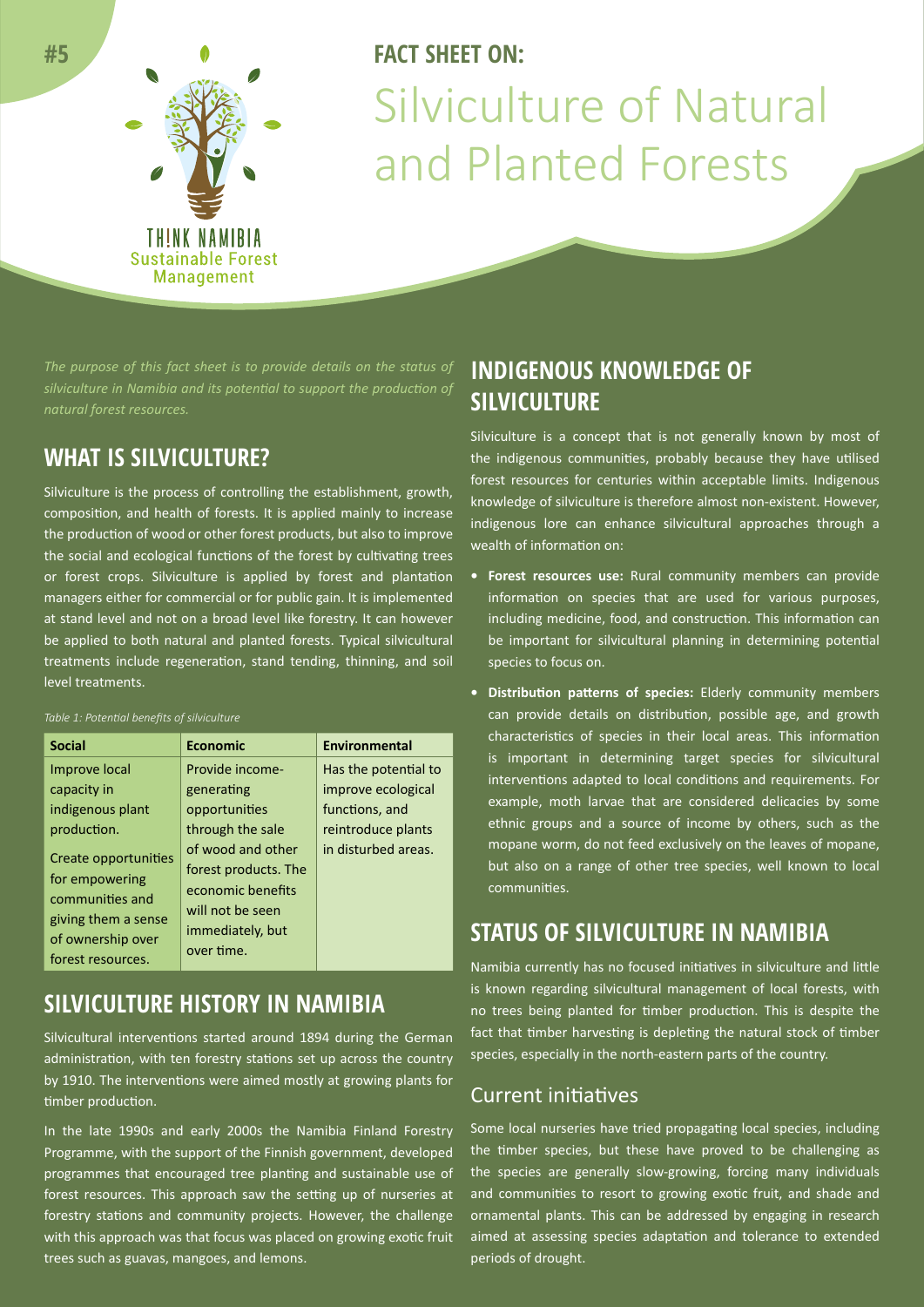#5

THINK NAMIBIA
Sustainable Forest Management

**FACT SHEET ON:**

# Silviculture of Natural and Planted Forests

*The purpose of this fact sheet is to provide details on the status of silviculture in Namibia and its potential to support the production of natural forest resources.*

## WHAT IS SILVICULTURE?

Silviculture is the process of controlling the establishment, growth, composition, and health of forests. It is applied mainly to increase the production of wood or other forest products, but also to improve the social and ecological functions of the forest by cultivating trees or forest crops. Silviculture is applied by forest and plantation managers either for commercial or for public gain. It is implemented at stand level and not on a broad level like forestry. It can however be applied to both natural and planted forests. Typical silvicultural treatments include regeneration, stand tending, thinning, and soil level treatments.

*Table 1: Potential benefits of silviculture*

| Social | Economic | Environmental |
|---|---|---|
| Improve local capacity in indigenous plant production. Create opportunities for empowering communities and giving them a sense of ownership over forest resources. | Provide income-generating opportunities through the sale of wood and other forest products. The economic benefits will not be seen immediately, but over time. | Has the potential to improve ecological functions, and reintroduce plants in disturbed areas. |

## SILVICULTURE HISTORY IN NAMIBIA

Silvicultural interventions started around 1894 during the German administration, with ten forestry stations set up across the country by 1910. The interventions were aimed mostly at growing plants for timber production.

In the late 1990s and early 2000s the Namibia Finland Forestry Programme, with the support of the Finnish government, developed programmes that encouraged tree planting and sustainable use of forest resources. This approach saw the setting up of nurseries at forestry stations and community projects. However, the challenge with this approach was that focus was placed on growing exotic fruit trees such as guavas, mangoes, and lemons.

## INDIGENOUS KNOWLEDGE OF SILVICULTURE

Silviculture is a concept that is not generally known by most of the indigenous communities, probably because they have utilised forest resources for centuries within acceptable limits. Indigenous knowledge of silviculture is therefore almost non-existent. However, indigenous lore can enhance silvicultural approaches through a wealth of information on:

- **Forest resources use:** Rural community members can provide information on species that are used for various purposes, including medicine, food, and construction. This information can be important for silvicultural planning in determining potential species to focus on.
- **Distribution patterns of species:** Elderly community members can provide details on distribution, possible age, and growth characteristics of species in their local areas. This information is important in determining target species for silvicultural interventions adapted to local conditions and requirements. For example, moth larvae that are considered delicacies by some ethnic groups and a source of income by others, such as the mopane worm, do not feed exclusively on the leaves of mopane, but also on a range of other tree species, well known to local communities.

## STATUS OF SILVICULTURE IN NAMIBIA

Namibia currently has no focused initiatives in silviculture and little is known regarding silvicultural management of local forests, with no trees being planted for timber production. This is despite the fact that timber harvesting is depleting the natural stock of timber species, especially in the north-eastern parts of the country.

### Current initiatives

Some local nurseries have tried propagating local species, including the timber species, but these have proved to be challenging as the species are generally slow-growing, forcing many individuals and communities to resort to growing exotic fruit, and shade and ornamental plants. This can be addressed by engaging in research aimed at assessing species adaptation and tolerance to extended periods of drought.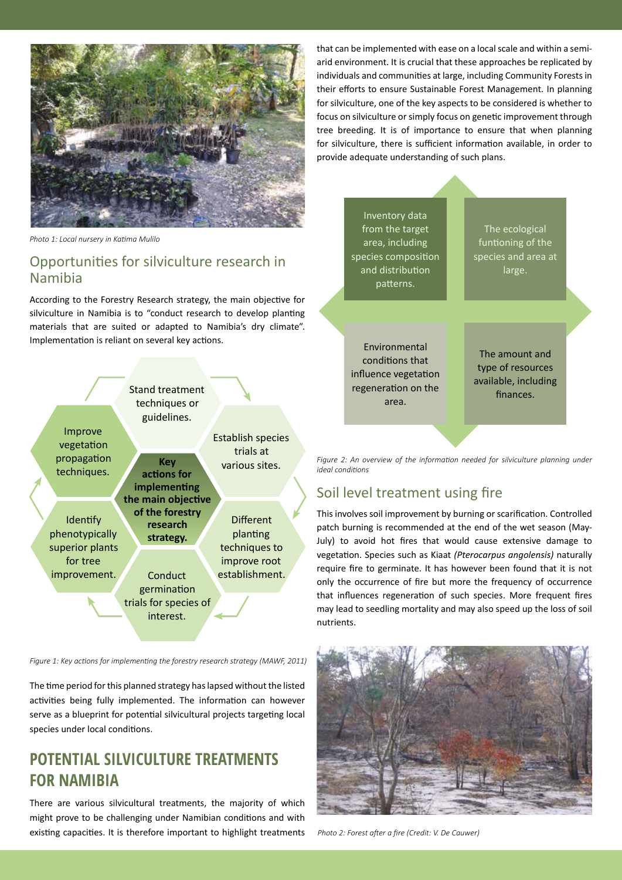Photo 1: Local nursery in Katima Mulilo

## Opportunities for silviculture research in Namibia

According to the Forestry Research strategy, the main objective for silviculture in Namibia is to "conduct research to develop planting materials that are suited or adapted to Namibia's dry climate". Implementation is reliant on several key actions.

**Key actions for implementing the main objective of the forestry research strategy.**

- Stand treatment techniques or guidelines.
- Establish species trials at various sites.
- Different planting techniques to improve root establishment.
- Conduct germination trials for species of interest.
- Identify phenotypically superior plants for tree improvement.
- Improve vegetation propagation techniques.

*Figure 1: Key actions for implementing the forestry research strategy (MAWF, 2011)*

The time period for this planned strategy has lapsed without the listed activities being fully implemented. The information can however serve as a blueprint for potential silvicultural projects targeting local species under local conditions.

## POTENTIAL SILVICULTURE TREATMENTS FOR NAMIBIA

There are various silvicultural treatments, the majority of which might prove to be challenging under Namibian conditions and with existing capacities. It is therefore important to highlight treatments that can be implemented with ease on a local scale and within a semi-arid environment. It is crucial that these approaches be replicated by individuals and communities at large, including Community Forests in their efforts to ensure Sustainable Forest Management. In planning for silviculture, one of the key aspects to be considered is whether to focus on silviculture or simply focus on genetic improvement through tree breeding. It is of importance to ensure that when planning for silviculture, there is sufficient information available, in order to provide adequate understanding of such plans.

- Inventory data from the target area, including species composition and distribution patterns.
- The ecological funtioning of the species and area at large.
- Environmental conditions that influence vegetation regeneration on the area.
- The amount and type of resources available, including finances.

*Figure 2: An overview of the information needed for silviculture planning under ideal conditions*

## Soil level treatment using fire

This involves soil improvement by burning or scarification. Controlled patch burning is recommended at the end of the wet season (May-July) to avoid hot fires that would cause extensive damage to vegetation. Species such as Kiaat *(Pterocarpus angolensis)* naturally require fire to germinate. It has however been found that it is not only the occurrence of fire but more the frequency of occurrence that influences regeneration of such species. More frequent fires may lead to seedling mortality and may also speed up the loss of soil nutrients.

*Photo 2: Forest after a fire (Credit: V. De Cauwer)*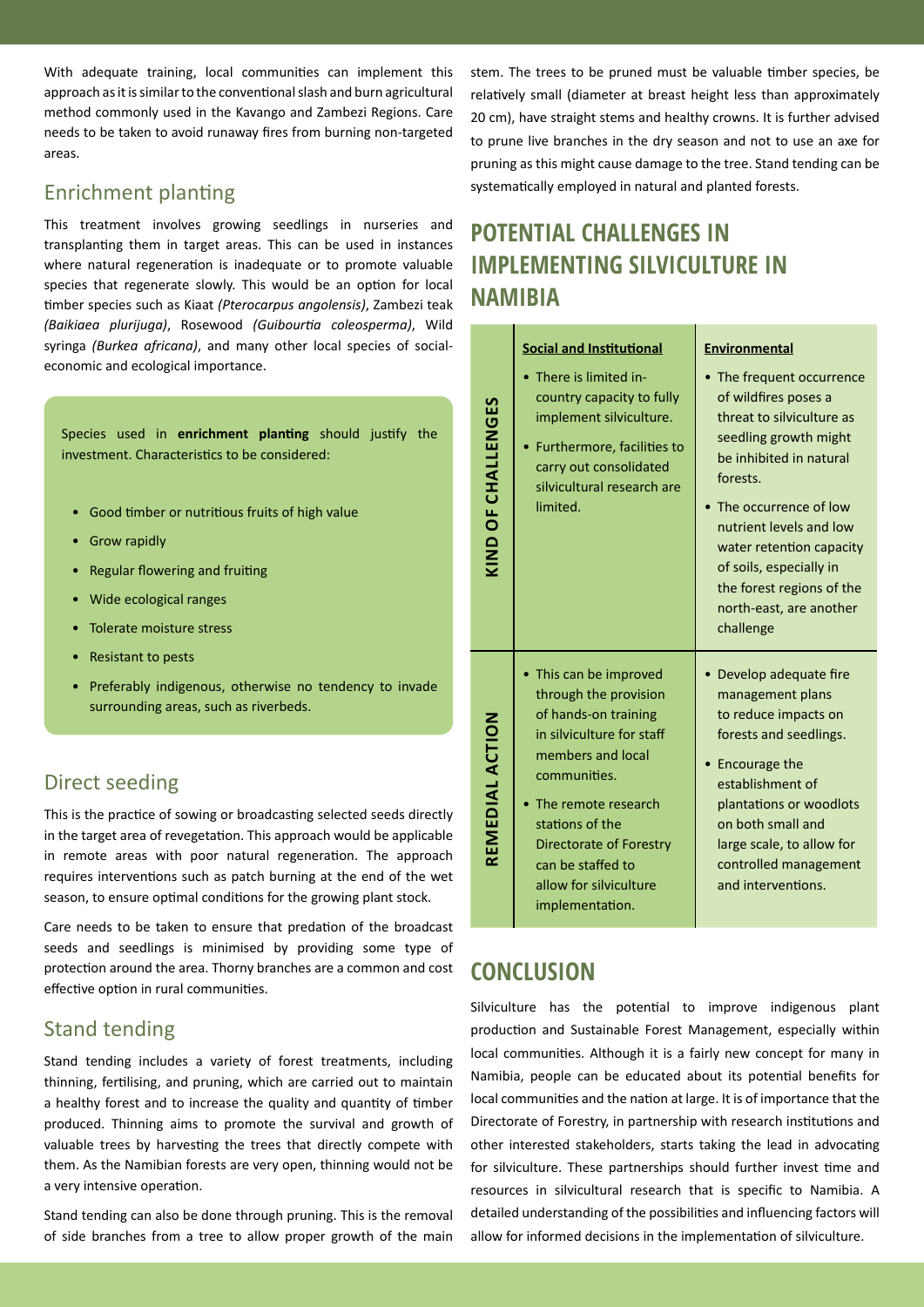With adequate training, local communities can implement this approach as it is similar to the conventional slash and burn agricultural method commonly used in the Kavango and Zambezi Regions. Care needs to be taken to avoid runaway fires from burning non-targeted areas.

## Enrichment planting

This treatment involves growing seedlings in nurseries and transplanting them in target areas. This can be used in instances where natural regeneration is inadequate or to promote valuable species that regenerate slowly. This would be an option for local timber species such as Kiaat *(Pterocarpus angolensis)*, Zambezi teak *(Baikiaea plurijuga)*, Rosewood *(Guibourtia coleosperma)*, Wild syringa *(Burkea africana)*, and many other local species of social-economic and ecological importance.

Species used in **enrichment planting** should justify the investment. Characteristics to be considered:

- Good timber or nutritious fruits of high value
- Grow rapidly
- Regular flowering and fruiting
- Wide ecological ranges
- Tolerate moisture stress
- Resistant to pests
- Preferably indigenous, otherwise no tendency to invade surrounding areas, such as riverbeds.

## Direct seeding

This is the practice of sowing or broadcasting selected seeds directly in the target area of revegetation. This approach would be applicable in remote areas with poor natural regeneration. The approach requires interventions such as patch burning at the end of the wet season, to ensure optimal conditions for the growing plant stock.

Care needs to be taken to ensure that predation of the broadcast seeds and seedlings is minimised by providing some type of protection around the area. Thorny branches are a common and cost effective option in rural communities.

## Stand tending

Stand tending includes a variety of forest treatments, including thinning, fertilising, and pruning, which are carried out to maintain a healthy forest and to increase the quality and quantity of timber produced. Thinning aims to promote the survival and growth of valuable trees by harvesting the trees that directly compete with them. As the Namibian forests are very open, thinning would not be a very intensive operation.

Stand tending can also be done through pruning. This is the removal of side branches from a tree to allow proper growth of the main stem. The trees to be pruned must be valuable timber species, be relatively small (diameter at breast height less than approximately 20 cm), have straight stems and healthy crowns. It is further advised to prune live branches in the dry season and not to use an axe for pruning as this might cause damage to the tree. Stand tending can be systematically employed in natural and planted forests.

# POTENTIAL CHALLENGES IN IMPLEMENTING SILVICULTURE IN NAMIBIA

| | **Social and Institutional** | **Environmental** |
|---|---|---|
| **KIND OF CHALLENGES** | • There is limited in-country capacity to fully implement silviculture.<br>• Furthermore, facilities to carry out consolidated silvicultural research are limited. | • The frequent occurrence of wildfires poses a threat to silviculture as seedling growth might be inhibited in natural forests.<br>• The occurrence of low nutrient levels and low water retention capacity of soils, especially in the forest regions of the north-east, are another challenge |
| **REMEDIAL ACTION** | • This can be improved through the provision of hands-on training in silviculture for staff members and local communities.<br>• The remote research stations of the Directorate of Forestry can be staffed to allow for silviculture implementation. | • Develop adequate fire management plans to reduce impacts on forests and seedlings.<br>• Encourage the establishment of plantations or woodlots on both small and large scale, to allow for controlled management and interventions. |

# CONCLUSION

Silviculture has the potential to improve indigenous plant production and Sustainable Forest Management, especially within local communities. Although it is a fairly new concept for many in Namibia, people can be educated about its potential benefits for local communities and the nation at large. It is of importance that the Directorate of Forestry, in partnership with research institutions and other interested stakeholders, starts taking the lead in advocating for silviculture. These partnerships should further invest time and resources in silvicultural research that is specific to Namibia. A detailed understanding of the possibilities and influencing factors will allow for informed decisions in the implementation of silviculture.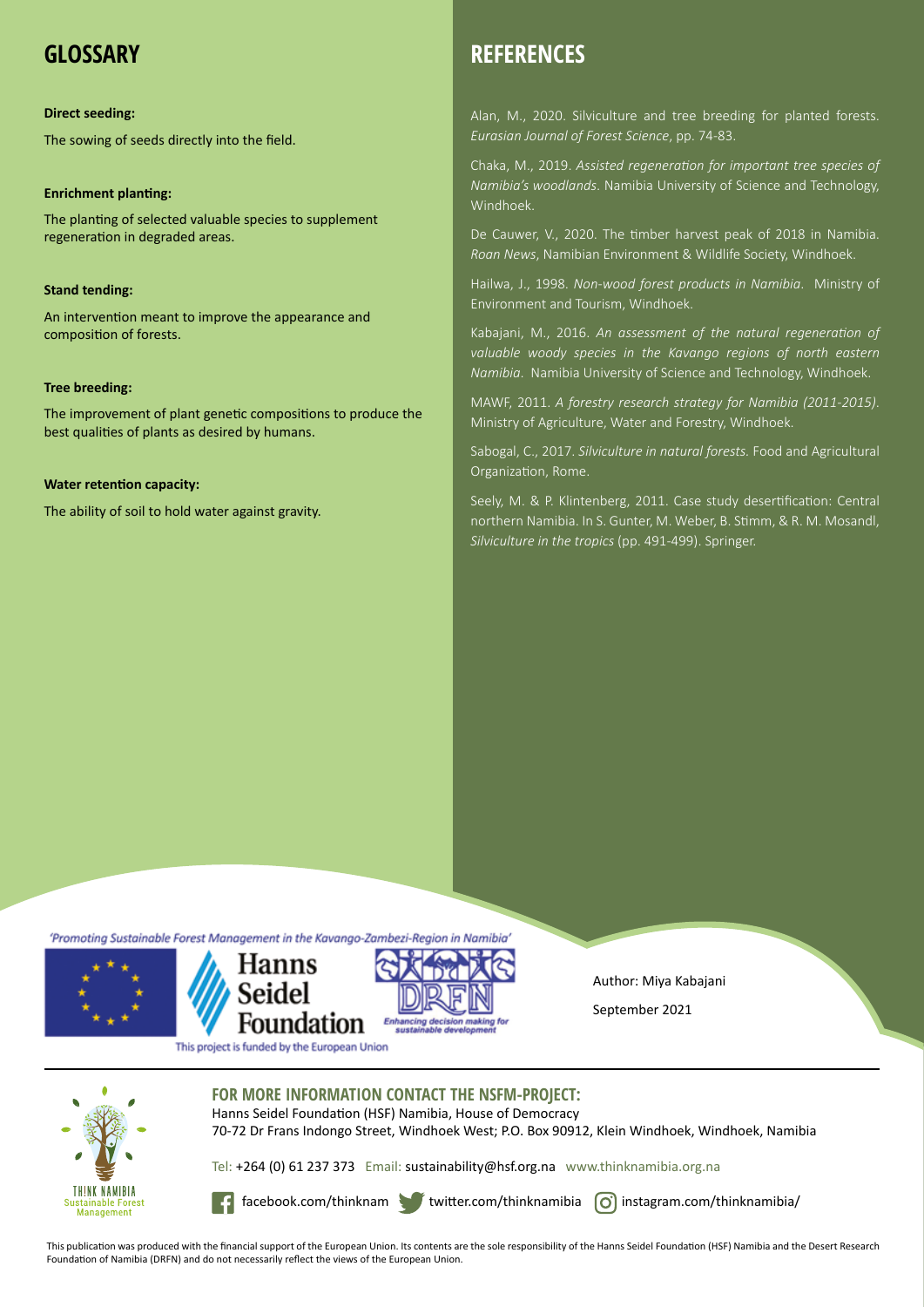## GLOSSARY

**Direct seeding:**

The sowing of seeds directly into the field.

**Enrichment planting:**

The planting of selected valuable species to supplement regeneration in degraded areas.

**Stand tending:**

An intervention meant to improve the appearance and composition of forests.

**Tree breeding:**

The improvement of plant genetic compositions to produce the best qualities of plants as desired by humans.

**Water retention capacity:**

The ability of soil to hold water against gravity.

## REFERENCES

Alan, M., 2020. Silviculture and tree breeding for planted forests. *Eurasian Journal of Forest Science*, pp. 74-83.

Chaka, M., 2019. *Assisted regeneration for important tree species of Namibia's woodlands*. Namibia University of Science and Technology, Windhoek.

De Cauwer, V., 2020. The timber harvest peak of 2018 in Namibia. *Roan News*, Namibian Environment & Wildlife Society, Windhoek.

Hailwa, J., 1998. *Non-wood forest products in Namibia*. Ministry of Environment and Tourism, Windhoek.

Kabajani, M., 2016. *An assessment of the natural regeneration of valuable woody species in the Kavango regions of north eastern Namibia*. Namibia University of Science and Technology, Windhoek.

MAWF, 2011. *A forestry research strategy for Namibia (2011-2015)*. Ministry of Agriculture, Water and Forestry, Windhoek.

Sabogal, C., 2017. *Silviculture in natural forests*. Food and Agricultural Organization, Rome.

Seely, M. & P. Klintenberg, 2011. Case study desertification: Central northern Namibia. In S. Gunter, M. Weber, B. Stimm, & R. M. Mosandl, *Silviculture in the tropics* (pp. 491-499). Springer.

*'Promoting Sustainable Forest Management in the Kavango-Zambezi-Region in Namibia'*

Hanns Seidel Foundation

DRFN – Enhancing decision making for sustainable development

This project is funded by the European Union

Author: Miya Kabajani

September 2021

THINK NAMIBIA – Sustainable Forest Management

**FOR MORE INFORMATION CONTACT THE NSFM-PROJECT:**

Hanns Seidel Foundation (HSF) Namibia, House of Democracy
70-72 Dr Frans Indongo Street, Windhoek West; P.O. Box 90912, Klein Windhoek, Windhoek, Namibia

Tel: +264 (0) 61 237 373 Email: sustainability@hsf.org.na www.thinknamibia.org.na

facebook.com/thinknam twitter.com/thinknamibia instagram.com/thinknamibia/

This publication was produced with the financial support of the European Union. Its contents are the sole responsibility of the Hanns Seidel Foundation (HSF) Namibia and the Desert Research Foundation of Namibia (DRFN) and do not necessarily reflect the views of the European Union.